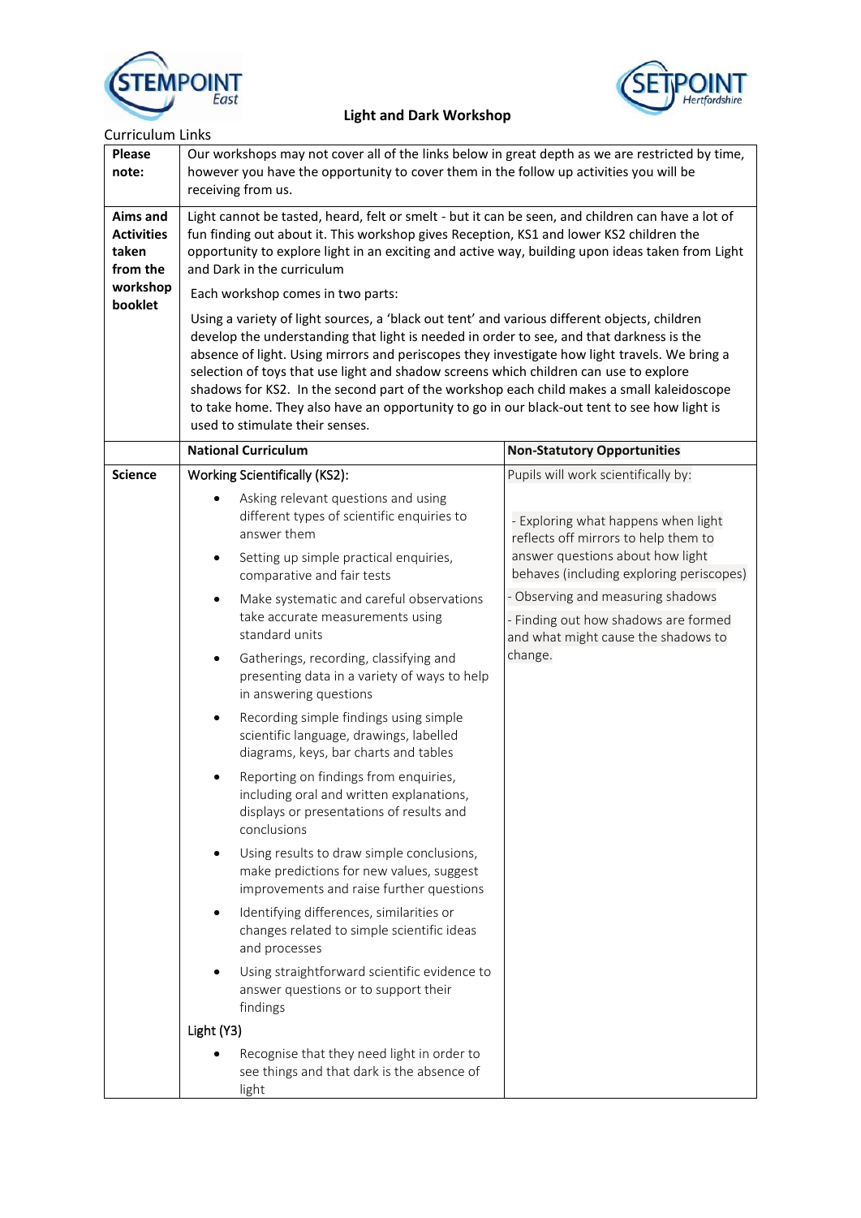## Light and Dark Workshop

Curriculum Links

| | | |
|---|---|---|
| **Please note:** | Our workshops may not cover all of the links below in great depth as we are restricted by time, however you have the opportunity to cover them in the follow up activities you will be receiving from us. | |
| **Aims and Activities taken from the workshop booklet** | Light cannot be tasted, heard, felt or smelt - but it can be seen, and children can have a lot of fun finding out about it. This workshop gives Reception, KS1 and lower KS2 children the opportunity to explore light in an exciting and active way, building upon ideas taken from Light and Dark in the curriculum<br><br>Each workshop comes in two parts:<br><br>Using a variety of light sources, a 'black out tent' and various different objects, children develop the understanding that light is needed in order to see, and that darkness is the absence of light. Using mirrors and periscopes they investigate how light travels. We bring a selection of toys that use light and shadow screens which children can use to explore shadows for KS2. In the second part of the workshop each child makes a small kaleidoscope to take home. They also have an opportunity to go in our black-out tent to see how light is used to stimulate their senses. | |
| | **National Curriculum** | **Non-Statutory Opportunities** |
| **Science** | Working Scientifically (KS2):<br>• Asking relevant questions and using different types of scientific enquiries to answer them<br>• Setting up simple practical enquiries, comparative and fair tests<br>• Make systematic and careful observations take accurate measurements using standard units<br>• Gatherings, recording, classifying and presenting data in a variety of ways to help in answering questions<br>• Recording simple findings using simple scientific language, drawings, labelled diagrams, keys, bar charts and tables<br>• Reporting on findings from enquiries, including oral and written explanations, displays or presentations of results and conclusions<br>• Using results to draw simple conclusions, make predictions for new values, suggest improvements and raise further questions<br>• Identifying differences, similarities or changes related to simple scientific ideas and processes<br>• Using straightforward scientific evidence to answer questions or to support their findings<br><br>Light (Y3)<br>• Recognise that they need light in order to see things and that dark is the absence of light | Pupils will work scientifically by:<br><br>- Exploring what happens when light reflects off mirrors to help them to answer questions about how light behaves (including exploring periscopes)<br>- Observing and measuring shadows<br>- Finding out how shadows are formed and what might cause the shadows to change. |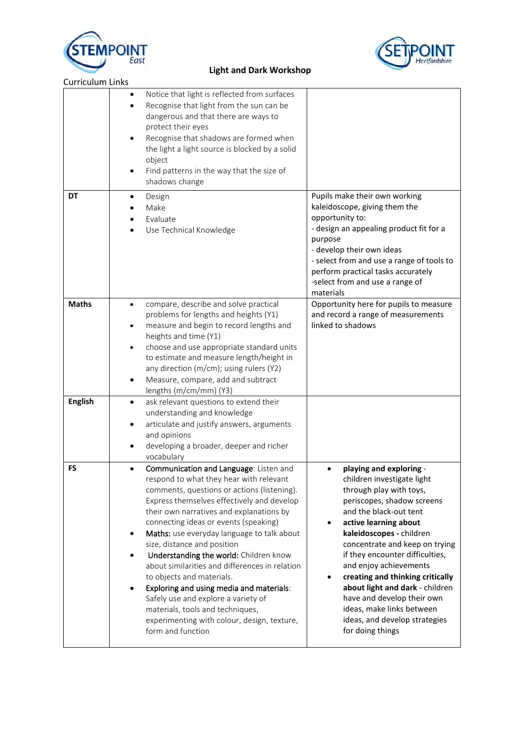**Light and Dark Workshop**

Curriculum Links

| | | |
|---|---|---|
| | • Notice that light is reflected from surfaces<br>• Recognise that light from the sun can be dangerous and that there are ways to protect their eyes<br>• Recognise that shadows are formed when the light a light source is blocked by a solid object<br>• Find patterns in the way that the size of shadows change | |
| **DT** | • Design<br>• Make<br>• Evaluate<br>• Use Technical Knowledge | Pupils make their own working kaleidoscope, giving them the opportunity to:<br>- design an appealing product fit for a purpose<br>- develop their own ideas<br>- select from and use a range of tools to perform practical tasks accurately<br>-select from and use a range of materials |
| **Maths** | • compare, describe and solve practical problems for lengths and heights (Y1)<br>• measure and begin to record lengths and heights and time (Y1)<br>• choose and use appropriate standard units to estimate and measure length/height in any direction (m/cm); using rulers (Y2)<br>• Measure, compare, add and subtract lengths (m/cm/mm) (Y3) | Opportunity here for pupils to measure and record a range of measurements linked to shadows |
| **English** | • ask relevant questions to extend their understanding and knowledge<br>• articulate and justify answers, arguments and opinions<br>• developing a broader, deeper and richer vocabulary | |
| **FS** | • Communication and Language: Listen and respond to what they hear with relevant comments, questions or actions (listening). Express themselves effectively and develop their own narratives and explanations by connecting ideas or events (speaking)<br>• Maths: use everyday language to talk about size, distance and position<br>• Understanding the world: Children know about similarities and differences in relation to objects and materials.<br>• Exploring and using media and materials: Safely use and explore a variety of materials, tools and techniques, experimenting with colour, design, texture, form and function | • **playing and exploring** - children investigate light through play with toys, periscopes, shadow screens and the black-out tent<br>• **active learning about kaleidoscopes -** children concentrate and keep on trying if they encounter difficulties, and enjoy achievements<br>• **creating and thinking critically about light and dark** - children have and develop their own ideas, make links between ideas, and develop strategies for doing things |